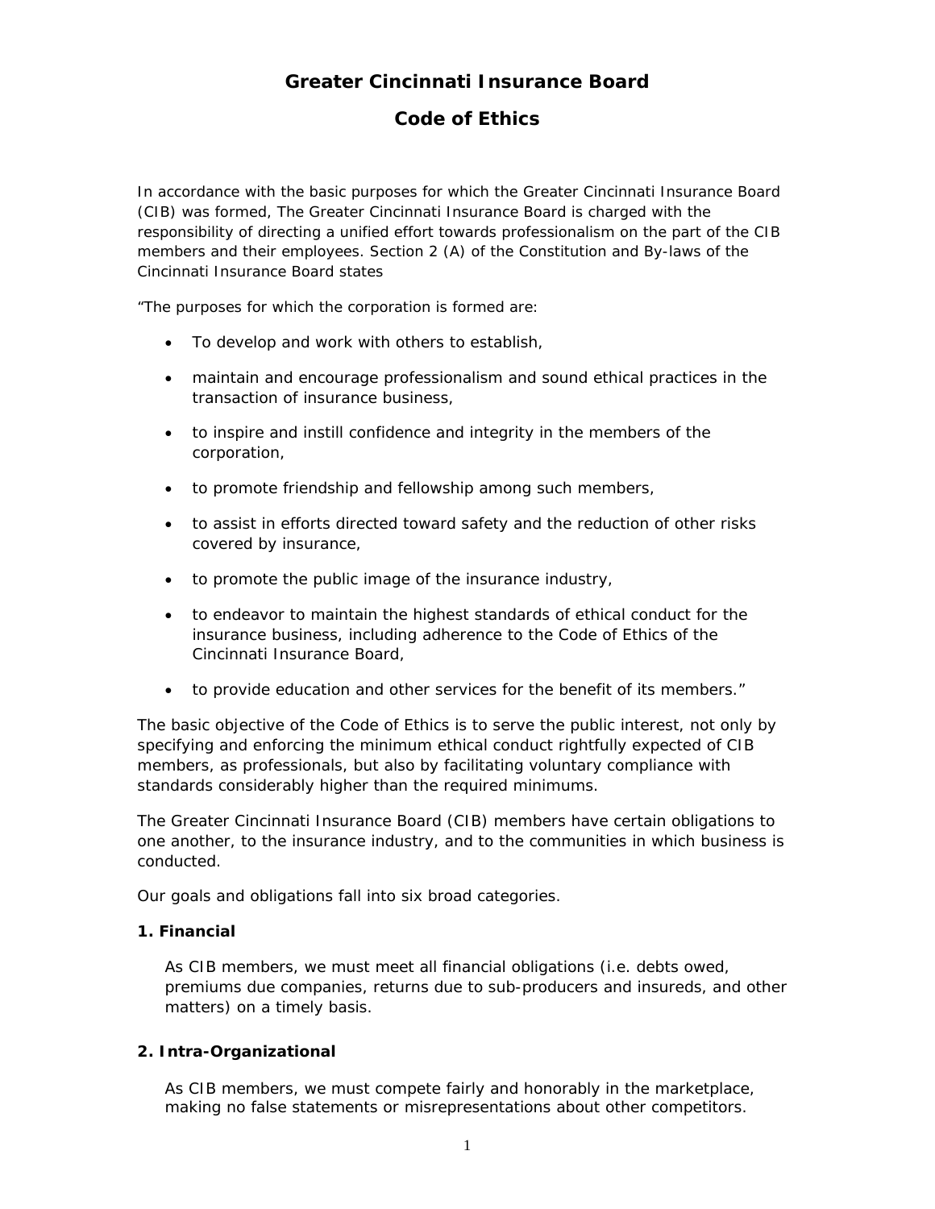# Greater Cincinnati Insurance Board

# Code of Ethics

In accordance with the basic purposes for which the Greater Cincinnati Insurance Board (CIB) was formed, The Greater Cincinnati Insurance Board is charged with the responsibility of directing a unified effort towards professionalism on the part of the CIB members and their employees. Section 2 (A) of the Constitution and By-laws of the Cincinnati Insurance Board states

"The purposes for which the corporation is formed are:

- To develop and work with others to establish,
- maintain and encourage professionalism and sound ethical practices in the transaction of insurance business,
- to inspire and instill confidence and integrity in the members of the corporation,
- to promote friendship and fellowship among such members,
- to assist in efforts directed toward safety and the reduction of other risks covered by insurance,
- to promote the public image of the insurance industry,
- to endeavor to maintain the highest standards of ethical conduct for the insurance business, including adherence to the Code of Ethics of the Cincinnati Insurance Board,
- to provide education and other services for the benefit of its members."

The basic objective of the Code of Ethics is to serve the public interest, not only by specifying and enforcing the minimum ethical conduct rightfully expected of CIB members, as professionals, but also by facilitating voluntary compliance with standards considerably higher than the required minimums.

The Greater Cincinnati Insurance Board (CIB) members have certain obligations to one another, to the insurance industry, and to the communities in which business is conducted.

Our goals and obligations fall into six broad categories.

### 1. Financial

As CIB members, we must meet all financial obligations (i.e. debts owed, premiums due companies, returns due to sub-producers and insureds, and other matters) on a timely basis.

### 2. Intra-Organizational

As CIB members, we must compete fairly and honorably in the marketplace, making no false statements or misrepresentations about other competitors.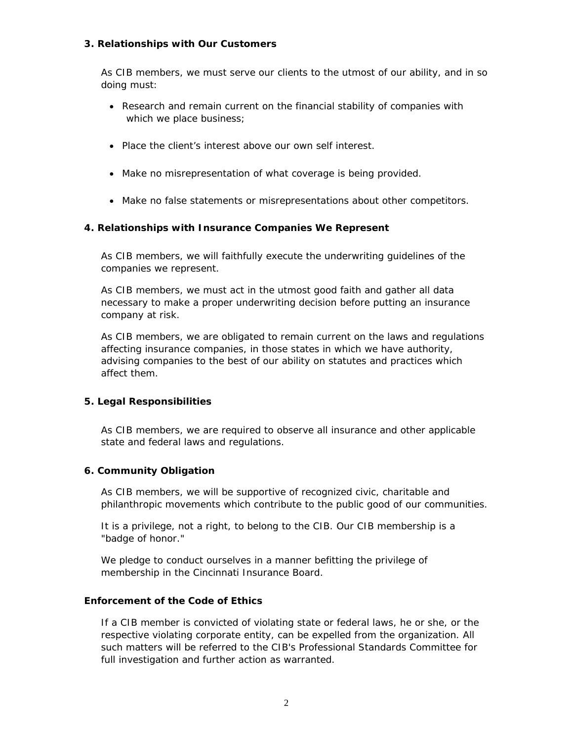### 3. Relationships with Our Customers

As CIB members, we must serve our clients to the utmost of our ability, and in so doing must:

- Research and remain current on the financial stability of companies with which we place business;
- Place the client's interest above our own self interest.
- Make no misrepresentation of what coverage is being provided.
- Make no false statements or misrepresentations about other competitors.

### 4. Relationships with Insurance Companies We Represent

As CIB members, we will faithfully execute the underwriting guidelines of the companies we represent.

As CIB members, we must act in the utmost good faith and gather all data necessary to make a proper underwriting decision before putting an insurance company at risk.

As CIB members, we are obligated to remain current on the laws and regulations affecting insurance companies, in those states in which we have authority, advising companies to the best of our ability on statutes and practices which affect them.

### 5. Legal Responsibilities

As CIB members, we are required to observe all insurance and other applicable state and federal laws and regulations.

### 6. Community Obligation

As CIB members, we will be supportive of recognized civic, charitable and philanthropic movements which contribute to the public good of our communities.

It is a privilege, not a right, to belong to the CIB. Our CIB membership is a "badge of honor."

We pledge to conduct ourselves in a manner befitting the privilege of membership in the Cincinnati Insurance Board.

### Enforcement of the Code of Ethics

If a CIB member is convicted of violating state or federal laws, he or she, or the respective violating corporate entity, can be expelled from the organization. All such matters will be referred to the CIB's Professional Standards Committee for full investigation and further action as warranted.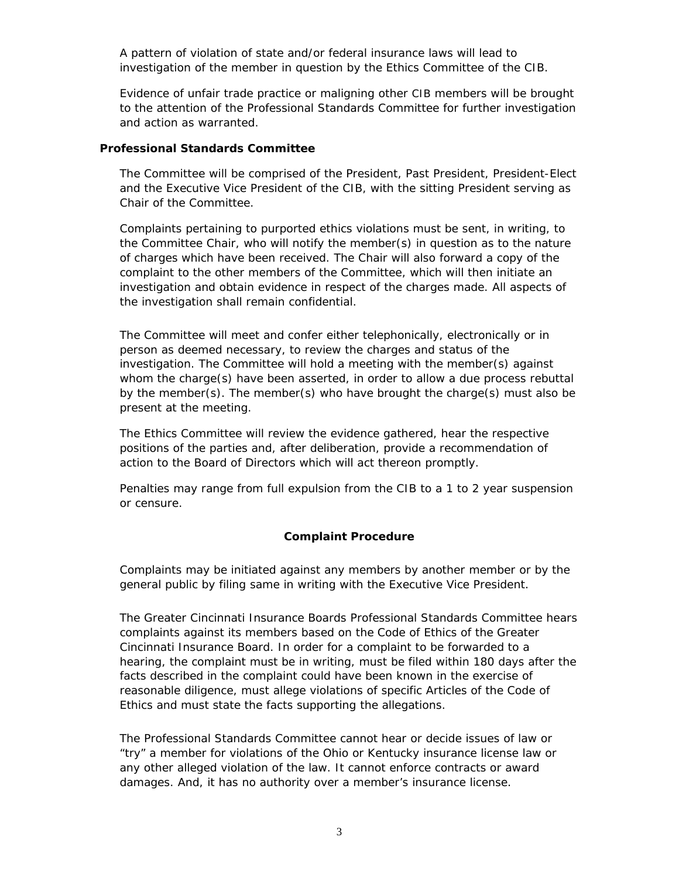A pattern of violation of state and/or federal insurance laws will lead to investigation of the member in question by the Ethics Committee of the CIB.

Evidence of unfair trade practice or maligning other CIB members will be brought to the attention of the Professional Standards Committee for further investigation and action as warranted.

**Professional Standards Committee**

The Committee will be comprised of the President, Past President, President-Elect and the Executive Vice President of the CIB, with the sitting President serving as Chair of the Committee.

Complaints pertaining to purported ethics violations must be sent, in writing, to the Committee Chair, who will notify the member(s) in question as to the nature of charges which have been received. The Chair will also forward a copy of the complaint to the other members of the Committee, which will then initiate an investigation and obtain evidence in respect of the charges made. All aspects of the investigation shall remain confidential.

The Committee will meet and confer either telephonically, electronically or in person as deemed necessary, to review the charges and status of the investigation. The Committee will hold a meeting with the member(s) against whom the charge(s) have been asserted, in order to allow a due process rebuttal by the member(s). The member(s) who have brought the charge(s) must also be present at the meeting.

The Ethics Committee will review the evidence gathered, hear the respective positions of the parties and, after deliberation, provide a recommendation of action to the Board of Directors which will act thereon promptly.

Penalties may range from full expulsion from the CIB to a 1 to 2 year suspension or censure.

## Complaint Procedure

Complaints may be initiated against any members by another member or by the general public by filing same in writing with the Executive Vice President.

The Greater Cincinnati Insurance Boards Professional Standards Committee hears complaints against its members based on the Code of Ethics of the Greater Cincinnati Insurance Board. In order for a complaint to be forwarded to a hearing, the complaint must be in writing, must be filed within 180 days after the facts described in the complaint could have been known in the exercise of reasonable diligence, must allege violations of specific Articles of the Code of Ethics and must state the facts supporting the allegations.

The Professional Standards Committee cannot hear or decide issues of law or "try" a member for violations of the Ohio or Kentucky insurance license law or any other alleged violation of the law. It cannot enforce contracts or award damages. And, it has no authority over a member's insurance license.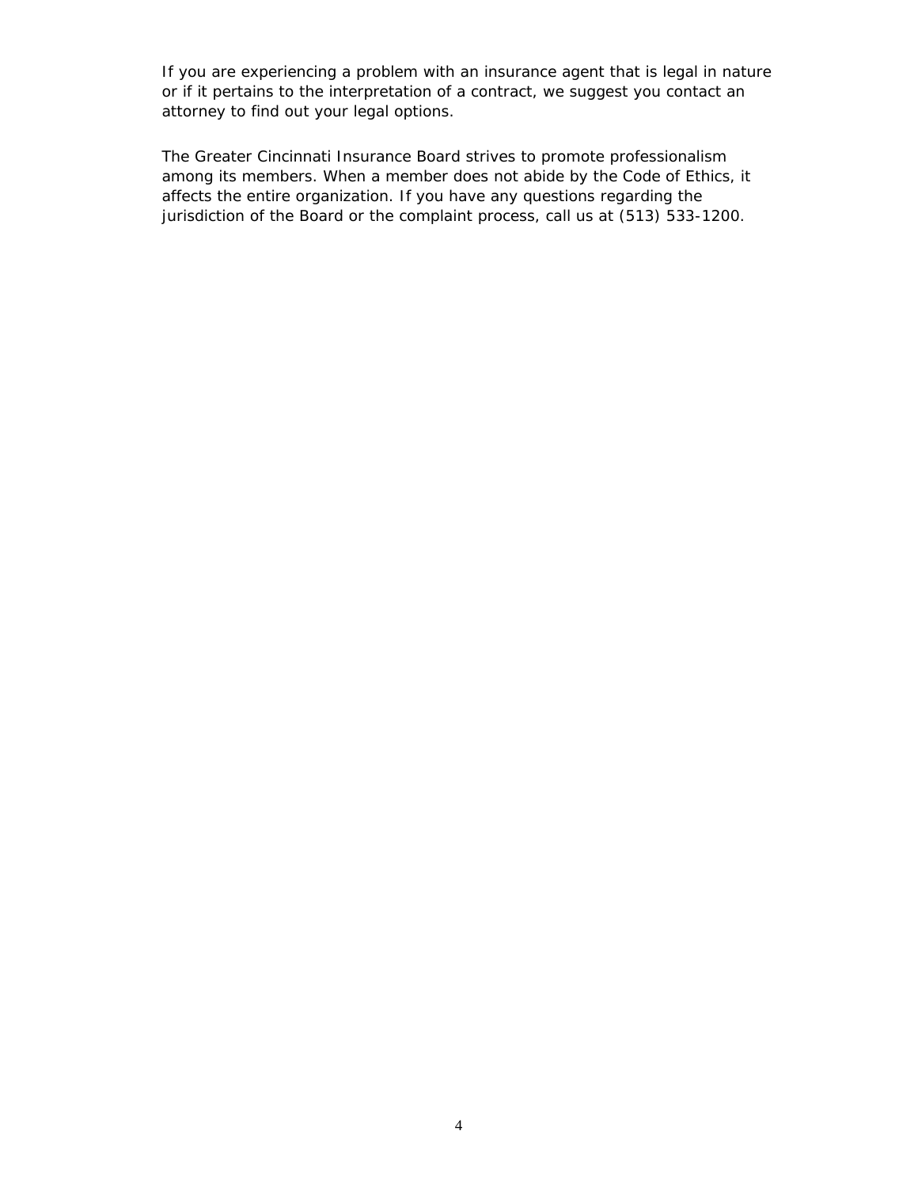If you are experiencing a problem with an insurance agent that is legal in nature or if it pertains to the interpretation of a contract, we suggest you contact an attorney to find out your legal options.

The Greater Cincinnati Insurance Board strives to promote professionalism among its members. When a member does not abide by the Code of Ethics, it affects the entire organization. If you have any questions regarding the jurisdiction of the Board or the complaint process, call us at (513) 533-1200.